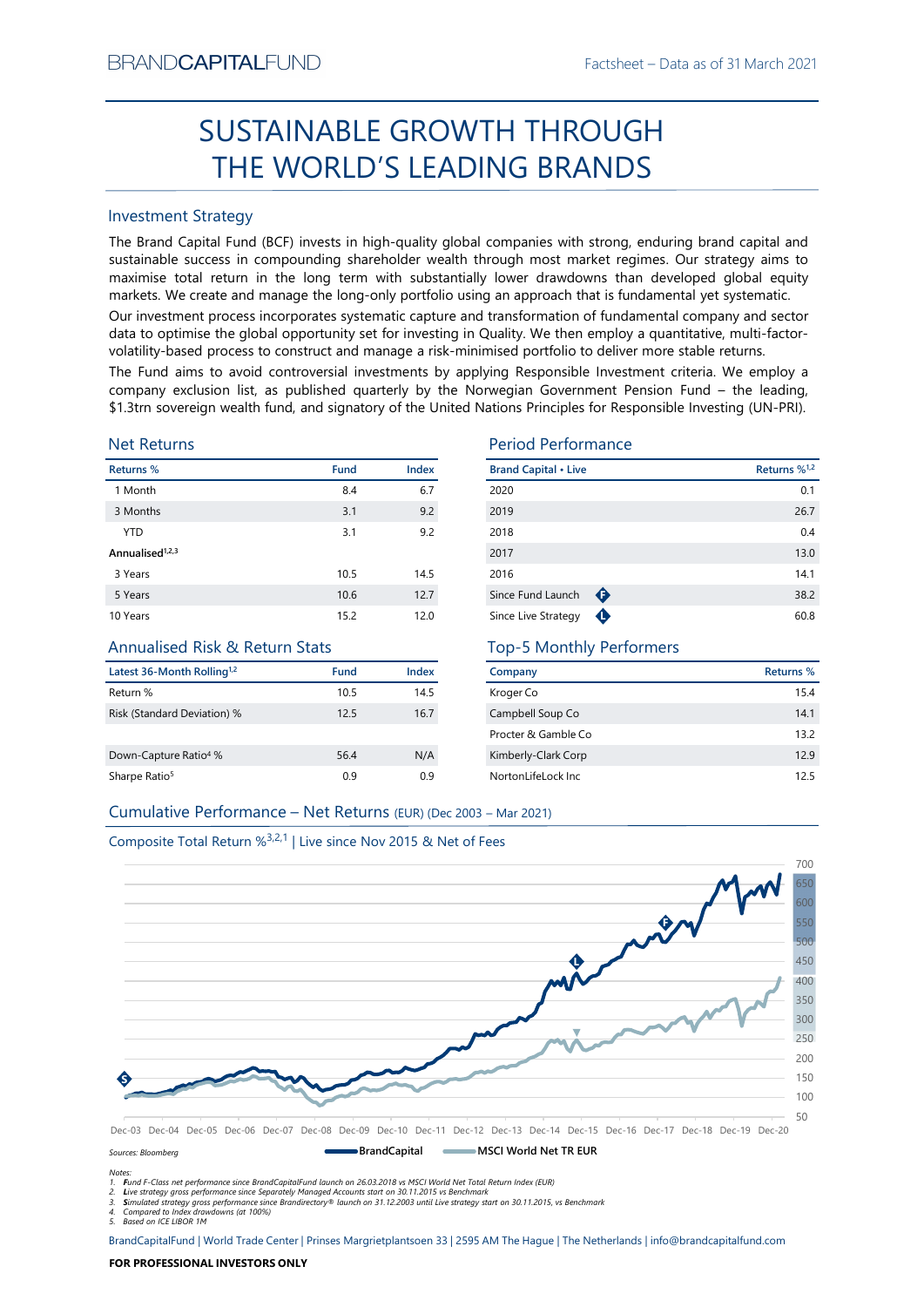BRANDCAPITALFUND

Factsheet – Data as of 31 March 2021

# SUSTAINABLE GROWTH THROUGH THE WORLD'S LEADING BRANDS

## Investment Strategy

The Brand Capital Fund (BCF) invests in high-quality global companies with strong, enduring brand capital and sustainable success in compounding shareholder wealth through most market regimes. Our strategy aims to maximise total return in the long term with substantially lower drawdowns than developed global equity markets. We create and manage the long-only portfolio using an approach that is fundamental yet systematic.

Our investment process incorporates systematic capture and transformation of fundamental company and sector data to optimise the global opportunity set for investing in Quality. We then employ a quantitative, multi-factor-volatility-based process to construct and manage a risk-minimised portfolio to deliver more stable returns.

The Fund aims to avoid controversial investments by applying Responsible Investment criteria. We employ a company exclusion list, as published quarterly by the Norwegian Government Pension Fund – the leading, $1.3trn sovereign wealth fund, and signatory of the United Nations Principles for Responsible Investing (UN-PRI).

## Net Returns

| Returns % | Fund | Index |
|---|---|---|
| 1 Month | 8.4 | 6.7 |
| 3 Months | 3.1 | 9.2 |
| YTD | 3.1 | 9.2 |
| **Annualised[1,2,3]** | | |
| 3 Years | 10.5 | 14.5 |
| 5 Years | 10.6 | 12.7 |
| 10 Years | 15.2 | 12.0 |

## Period Performance

| Brand Capital • Live | Returns %[1,2] |
|---|---|
| 2020 | 0.1 |
| 2019 | 26.7 |
| 2018 | 0.4 |
| 2017 | 13.0 |
| 2016 | 14.1 |
| Since Fund Launch (F) | 38.2 |
| Since Live Strategy (L) | 60.8 |

## Annualised Risk & Return Stats

| Latest 36-Month Rolling[1,2] | Fund | Index |
|---|---|---|
| Return % | 10.5 | 14.5 |
| Risk (Standard Deviation) % | 12.5 | 16.7 |
| | | |
| Down-Capture Ratio[4] % | 56.4 | N/A |
| Sharpe Ratio[5] | 0.9 | 0.9 |

## Top-5 Monthly Performers

| Company | Returns % |
|---|---|
| Kroger Co | 15.4 |
| Campbell Soup Co | 14.1 |
| Procter & Gamble Co | 13.2 |
| Kimberly-Clark Corp | 12.9 |
| NortonLifeLock Inc | 12.5 |

## Cumulative Performance – Net Returns (EUR) (Dec 2003 – Mar 2021)

Composite Total Return %[3,2,1] | Live since Nov 2015 & Net of Fees

Sources: Bloomberg

BrandCapital — MSCI World Net TR EUR

Notes:
1. Fund F-Class net performance since BrandCapitalFund launch on 26.03.2018 vs MSCI World Net Total Return Index (EUR)
2. Live strategy gross performance since Separately Managed Accounts start on 30.11.2015 vs Benchmark
3. Simulated strategy gross performance since Brandirectory® launch on 31.12.2003 until Live strategy start on 30.11.2015, vs Benchmark
4. Compared to Index drawdowns (at 100%)
5. Based on ICE LIBOR 1M

BrandCapitalFund | World Trade Center | Prinses Margrietplantsoen 33 | 2595 AM The Hague | The Netherlands | info@brandcapitalfund.com

**FOR PROFESSIONAL INVESTORS ONLY**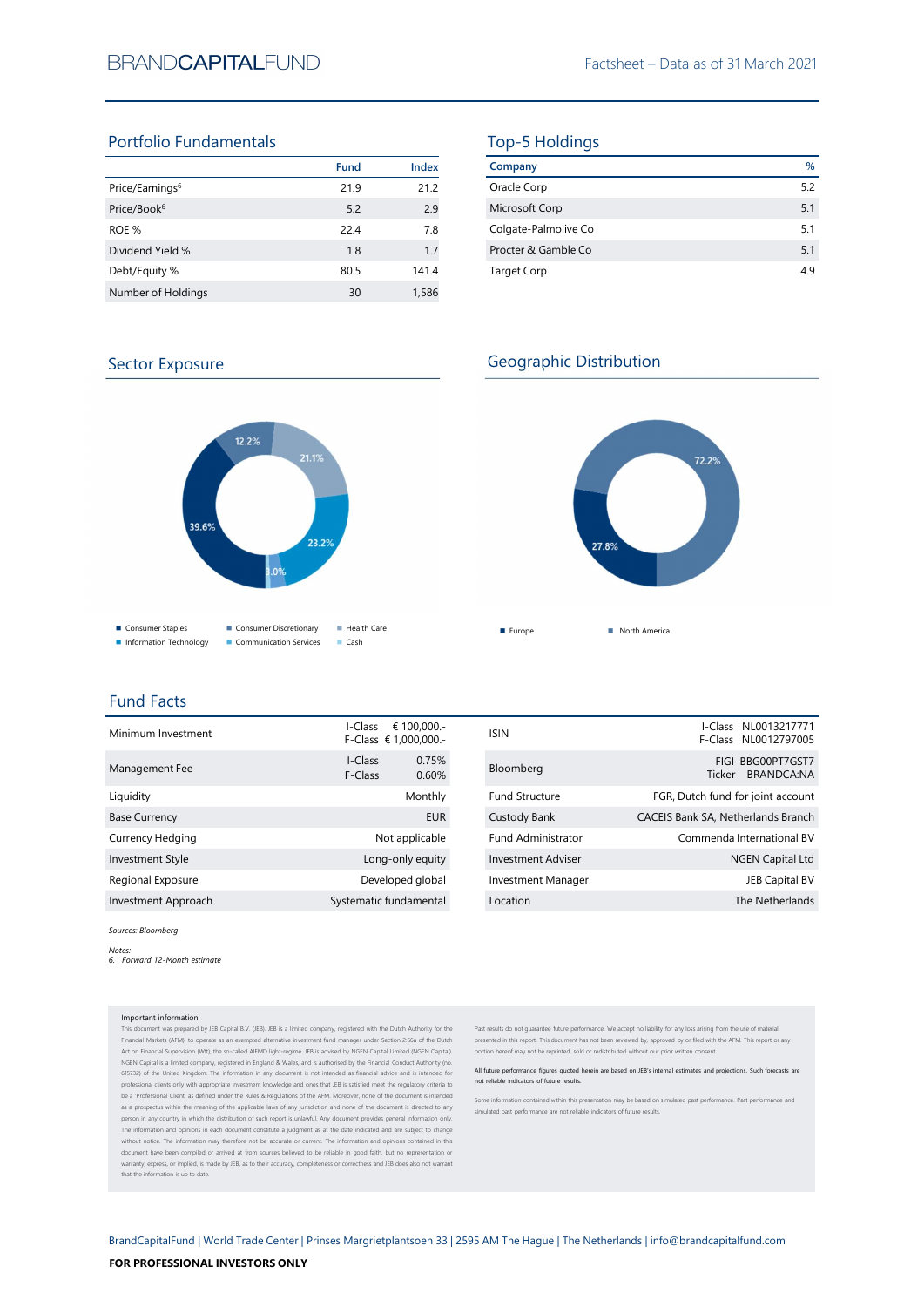# BRANDCAPITALFUND

Factsheet – Data as of 31 March 2021

## Portfolio Fundamentals

| | Fund | Index |
|---|---|---|
| Price/Earnings[6] | 21.9 | 21.2 |
| Price/Book[6] | 5.2 | 2.9 |
| ROE % | 22.4 | 7.8 |
| Dividend Yield % | 1.8 | 1.7 |
| Debt/Equity % | 80.5 | 141.4 |
| Number of Holdings | 30 | 1,586 |

## Top-5 Holdings

| Company | % |
|---|---|
| Oracle Corp | 5.2 |
| Microsoft Corp | 5.1 |
| Colgate-Palmolive Co | 5.1 |
| Procter & Gamble Co | 5.1 |
| Target Corp | 4.9 |

## Sector Exposure

12.2%
21.1%
39.6%
23.2%
3.0%

Consumer Staples
Consumer Discretionary
Health Care
Information Technology
Communication Services
Cash

## Geographic Distribution

72.2%
27.8%

Europe
North America

## Fund Facts

| | |
|---|---|
| Minimum Investment | I-Class € 100,000.- F-Class € 1,000,000.- |
| Management Fee | I-Class 0.75% F-Class 0.60% |
| Liquidity | Monthly |
| Base Currency | EUR |
| Currency Hedging | Not applicable |
| Investment Style | Long-only equity |
| Regional Exposure | Developed global |
| Investment Approach | Systematic fundamental |

| | |
|---|---|
| ISIN | I-Class NL0013217771 F-Class NL0012797005 |
| Bloomberg | FIGI BBG00PT7GST7 Ticker BRANDCA:NA |
| Fund Structure | FGR, Dutch fund for joint account |
| Custody Bank | CACEIS Bank SA, Netherlands Branch |
| Fund Administrator | Commenda International BV |
| Investment Adviser | NGEN Capital Ltd |
| Investment Manager | JEB Capital BV |
| Location | The Netherlands |

*Sources: Bloomberg*

*Notes:*
*6. Forward 12-Month estimate*

Important information

This document was prepared by JEB Capital B.V. (JEB). JEB is a limited company, registered with the Dutch Authority for the Financial Markets (AFM), to operate as an exempted alternative investment fund manager under Section 2:66a of the Dutch Act on Financial Supervision (Wft), the so-called AIFMD light-regime. JEB is advised by NGEN Capital Limited (NGEN Capital). NGEN Capital is a limited company, registered in England & Wales, and is authorised by the Financial Conduct Authority (no. 615732) of the United Kingdom. The information in any document is not intended as financial advice and is intended for professional clients only with appropriate investment knowledge and ones that JEB is satisfied meet the regulatory criteria to be a 'Professional Client' as defined under the Rules & Regulations of the AFM. Moreover, none of the document is intended as a prospectus within the meaning of the applicable laws of any jurisdiction and none of the document is directed to any person in any country in which the distribution of such report is unlawful. Any document provides general information only. The information and opinions in each document constitute a judgment as at the date indicated and are subject to change without notice. The information may therefore not be accurate or current. The information and opinions contained in this document have been compiled or arrived at from sources believed to be reliable in good faith, but no representation or warranty, express, or implied, is made by JEB, as to their accuracy, completeness or correctness and JEB does also not warrant that the information is up to date.

Past results do not guarantee future performance. We accept no liability for any loss arising from the use of material presented in this report. This document has not been reviewed by, approved by or filed with the AFM. This report or any portion hereof may not be reprinted, sold or redistributed without our prior written consent.

All future performance figures quoted herein are based on JEB's internal estimates and projections. Such forecasts are not reliable indicators of future results.

Some information contained within this presentation may be based on simulated past performance. Past performance and simulated past performance are not reliable indicators of future results.

BrandCapitalFund | World Trade Center | Prinses Margrietplantsoen 33 | 2595 AM The Hague | The Netherlands | info@brandcapitalfund.com

**FOR PROFESSIONAL INVESTORS ONLY**